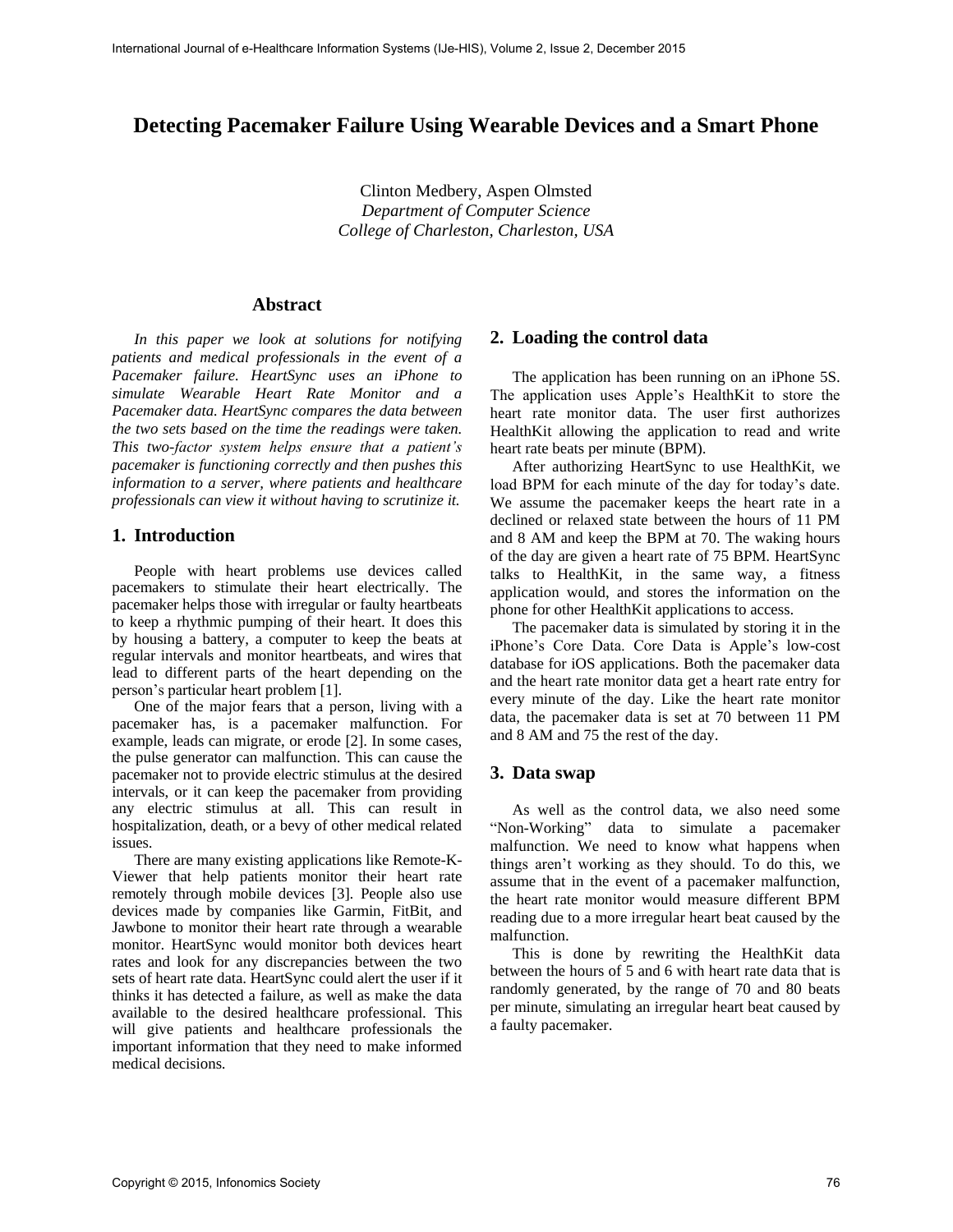# Detecting Pacemaker Failure Using Wearable Devices and a Smart Phone

Clinton Medbery, Aspen Olmsted
*Department of Computer Science*
*College of Charleston, Charleston, USA*

## Abstract

*In this paper we look at solutions for notifying patients and medical professionals in the event of a Pacemaker failure. HeartSync uses an iPhone to simulate Wearable Heart Rate Monitor and a Pacemaker data. HeartSync compares the data between the two sets based on the time the readings were taken. This two-factor system helps ensure that a patient's pacemaker is functioning correctly and then pushes this information to a server, where patients and healthcare professionals can view it without having to scrutinize it.*

## 1. Introduction

People with heart problems use devices called pacemakers to stimulate their heart electrically. The pacemaker helps those with irregular or faulty heartbeats to keep a rhythmic pumping of their heart. It does this by housing a battery, a computer to keep the beats at regular intervals and monitor heartbeats, and wires that lead to different parts of the heart depending on the person's particular heart problem [1].

One of the major fears that a person, living with a pacemaker has, is a pacemaker malfunction. For example, leads can migrate, or erode [2]. In some cases, the pulse generator can malfunction. This can cause the pacemaker not to provide electric stimulus at the desired intervals, or it can keep the pacemaker from providing any electric stimulus at all. This can result in hospitalization, death, or a bevy of other medical related issues.

There are many existing applications like Remote-K-Viewer that help patients monitor their heart rate remotely through mobile devices [3]. People also use devices made by companies like Garmin, FitBit, and Jawbone to monitor their heart rate through a wearable monitor. HeartSync would monitor both devices heart rates and look for any discrepancies between the two sets of heart rate data. HeartSync could alert the user if it thinks it has detected a failure, as well as make the data available to the desired healthcare professional. This will give patients and healthcare professionals the important information that they need to make informed medical decisions.

## 2. Loading the control data

The application has been running on an iPhone 5S. The application uses Apple's HealthKit to store the heart rate monitor data. The user first authorizes HealthKit allowing the application to read and write heart rate beats per minute (BPM).

After authorizing HeartSync to use HealthKit, we load BPM for each minute of the day for today's date. We assume the pacemaker keeps the heart rate in a declined or relaxed state between the hours of 11 PM and 8 AM and keep the BPM at 70. The waking hours of the day are given a heart rate of 75 BPM. HeartSync talks to HealthKit, in the same way, a fitness application would, and stores the information on the phone for other HealthKit applications to access.

The pacemaker data is simulated by storing it in the iPhone's Core Data. Core Data is Apple's low-cost database for iOS applications. Both the pacemaker data and the heart rate monitor data get a heart rate entry for every minute of the day. Like the heart rate monitor data, the pacemaker data is set at 70 between 11 PM and 8 AM and 75 the rest of the day.

## 3. Data swap

As well as the control data, we also need some "Non-Working" data to simulate a pacemaker malfunction. We need to know what happens when things aren't working as they should. To do this, we assume that in the event of a pacemaker malfunction, the heart rate monitor would measure different BPM reading due to a more irregular heart beat caused by the malfunction.

This is done by rewriting the HealthKit data between the hours of 5 and 6 with heart rate data that is randomly generated, by the range of 70 and 80 beats per minute, simulating an irregular heart beat caused by a faulty pacemaker.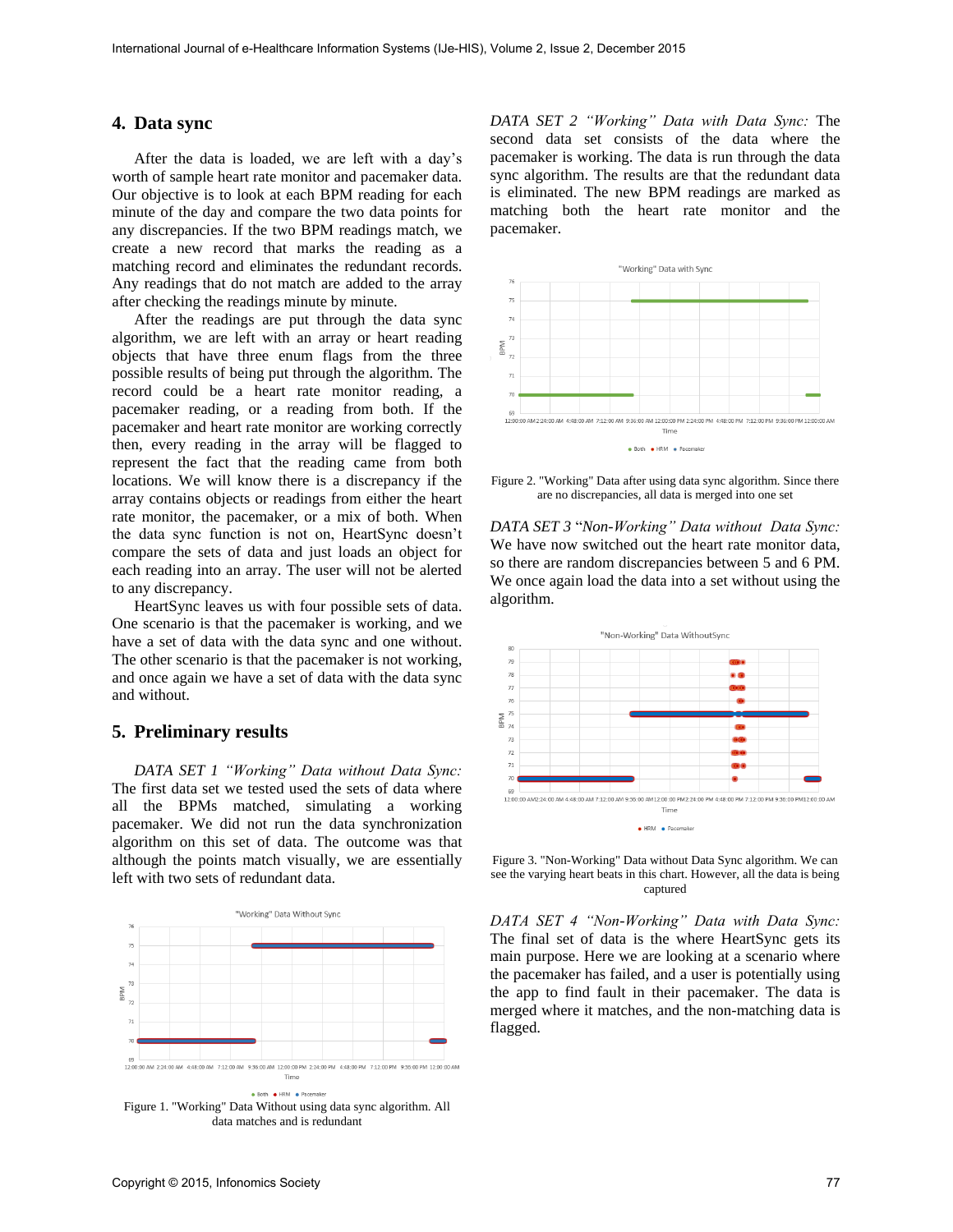## 4. Data sync

After the data is loaded, we are left with a day's worth of sample heart rate monitor and pacemaker data. Our objective is to look at each BPM reading for each minute of the day and compare the two data points for any discrepancies. If the two BPM readings match, we create a new record that marks the reading as a matching record and eliminates the redundant records. Any readings that do not match are added to the array after checking the readings minute by minute.

After the readings are put through the data sync algorithm, we are left with an array or heart reading objects that have three enum flags from the three possible results of being put through the algorithm. The record could be a heart rate monitor reading, a pacemaker reading, or a reading from both. If the pacemaker and heart rate monitor are working correctly then, every reading in the array will be flagged to represent the fact that the reading came from both locations. We will know there is a discrepancy if the array contains objects or readings from either the heart rate monitor, the pacemaker, or a mix of both. When the data sync function is not on, HeartSync doesn't compare the sets of data and just loads an object for each reading into an array. The user will not be alerted to any discrepancy.

HeartSync leaves us with four possible sets of data. One scenario is that the pacemaker is working, and we have a set of data with the data sync and one without. The other scenario is that the pacemaker is not working, and once again we have a set of data with the data sync and without.

## 5. Preliminary results

*DATA SET 1 "Working" Data without Data Sync:* The first data set we tested used the sets of data where all the BPMs matched, simulating a working pacemaker. We did not run the data synchronization algorithm on this set of data. The outcome was that although the points match visually, we are essentially left with two sets of redundant data.

Figure 1. "Working" Data Without using data sync algorithm. All data matches and is redundant

*DATA SET 2 "Working" Data with Data Sync:* The second data set consists of the data where the pacemaker is working. The data is run through the data sync algorithm. The results are that the redundant data is eliminated. The new BPM readings are marked as matching both the heart rate monitor and the pacemaker.

Figure 2. "Working" Data after using data sync algorithm. Since there are no discrepancies, all data is merged into one set

*DATA SET 3 "Non-Working" Data without Data Sync:* We have now switched out the heart rate monitor data, so there are random discrepancies between 5 and 6 PM. We once again load the data into a set without using the algorithm.

Figure 3. "Non-Working" Data without Data Sync algorithm. We can see the varying heart beats in this chart. However, all the data is being captured

*DATA SET 4 "Non-Working" Data with Data Sync:* The final set of data is the where HeartSync gets its main purpose. Here we are looking at a scenario where the pacemaker has failed, and a user is potentially using the app to find fault in their pacemaker. The data is merged where it matches, and the non-matching data is flagged.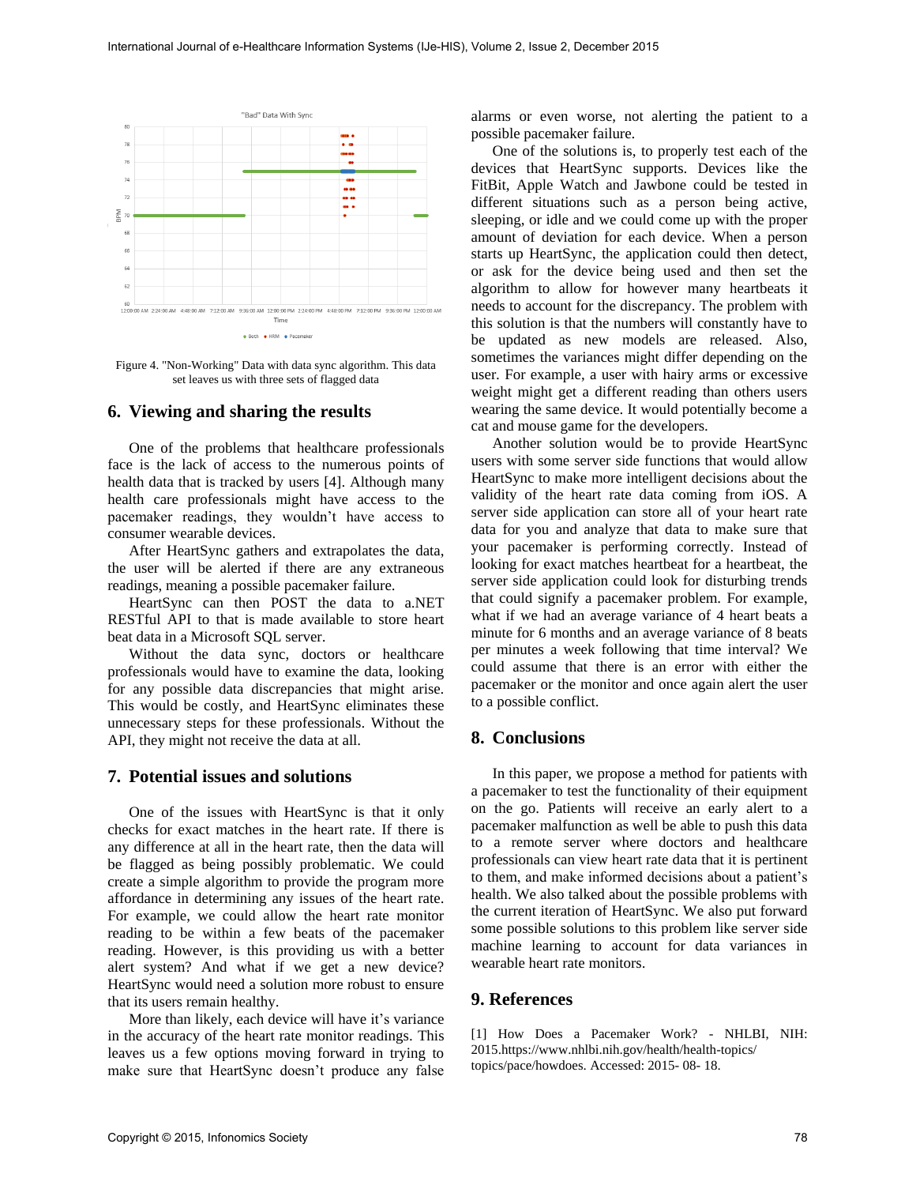Figure 4. "Non-Working" Data with data sync algorithm. This data set leaves us with three sets of flagged data

## 6. Viewing and sharing the results

One of the problems that healthcare professionals face is the lack of access to the numerous points of health data that is tracked by users [4]. Although many health care professionals might have access to the pacemaker readings, they wouldn't have access to consumer wearable devices.

After HeartSync gathers and extrapolates the data, the user will be alerted if there are any extraneous readings, meaning a possible pacemaker failure.

HeartSync can then POST the data to a.NET RESTful API to that is made available to store heart beat data in a Microsoft SQL server.

Without the data sync, doctors or healthcare professionals would have to examine the data, looking for any possible data discrepancies that might arise. This would be costly, and HeartSync eliminates these unnecessary steps for these professionals. Without the API, they might not receive the data at all.

## 7. Potential issues and solutions

One of the issues with HeartSync is that it only checks for exact matches in the heart rate. If there is any difference at all in the heart rate, then the data will be flagged as being possibly problematic. We could create a simple algorithm to provide the program more affordance in determining any issues of the heart rate. For example, we could allow the heart rate monitor reading to be within a few beats of the pacemaker reading. However, is this providing us with a better alert system? And what if we get a new device? HeartSync would need a solution more robust to ensure that its users remain healthy.

More than likely, each device will have it's variance in the accuracy of the heart rate monitor readings. This leaves us a few options moving forward in trying to make sure that HeartSync doesn't produce any false alarms or even worse, not alerting the patient to a possible pacemaker failure.

One of the solutions is, to properly test each of the devices that HeartSync supports. Devices like the FitBit, Apple Watch and Jawbone could be tested in different situations such as a person being active, sleeping, or idle and we could come up with the proper amount of deviation for each device. When a person starts up HeartSync, the application could then detect, or ask for the device being used and then set the algorithm to allow for however many heartbeats it needs to account for the discrepancy. The problem with this solution is that the numbers will constantly have to be updated as new models are released. Also, sometimes the variances might differ depending on the user. For example, a user with hairy arms or excessive weight might get a different reading than others users wearing the same device. It would potentially become a cat and mouse game for the developers.

Another solution would be to provide HeartSync users with some server side functions that would allow HeartSync to make more intelligent decisions about the validity of the heart rate data coming from iOS. A server side application can store all of your heart rate data for you and analyze that data to make sure that your pacemaker is performing correctly. Instead of looking for exact matches heartbeat for a heartbeat, the server side application could look for disturbing trends that could signify a pacemaker problem. For example, what if we had an average variance of 4 heart beats a minute for 6 months and an average variance of 8 beats per minutes a week following that time interval? We could assume that there is an error with either the pacemaker or the monitor and once again alert the user to a possible conflict.

## 8. Conclusions

In this paper, we propose a method for patients with a pacemaker to test the functionality of their equipment on the go. Patients will receive an early alert to a pacemaker malfunction as well be able to push this data to a remote server where doctors and healthcare professionals can view heart rate data that it is pertinent to them, and make informed decisions about a patient's health. We also talked about the possible problems with the current iteration of HeartSync. We also put forward some possible solutions to this problem like server side machine learning to account for data variances in wearable heart rate monitors.

## 9. References

[1] How Does a Pacemaker Work? - NHLBI, NIH: 2015.https://www.nhlbi.nih.gov/health/health-topics/ topics/pace/howdoes. Accessed: 2015- 08- 18.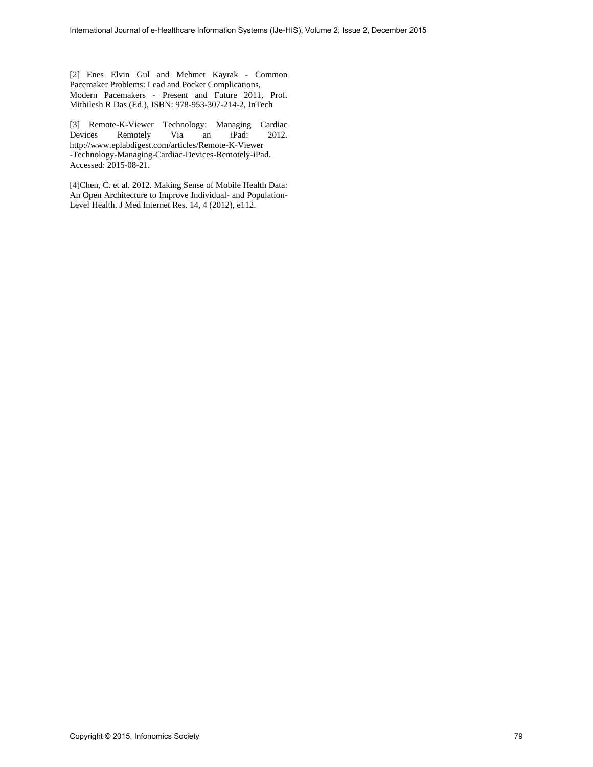[2] Enes Elvin Gul and Mehmet Kayrak - Common Pacemaker Problems: Lead and Pocket Complications, Modern Pacemakers - Present and Future 2011, Prof. Mithilesh R Das (Ed.), ISBN: 978-953-307-214-2, InTech

[3] Remote-K-Viewer Technology: Managing Cardiac Devices Remotely Via an iPad: 2012. http://www.eplabdigest.com/articles/Remote-K-Viewer-Technology-Managing-Cardiac-Devices-Remotely-iPad. Accessed: 2015-08-21.

[4]Chen, C. et al. 2012. Making Sense of Mobile Health Data: An Open Architecture to Improve Individual- and Population-Level Health. J Med Internet Res. 14, 4 (2012), e112.